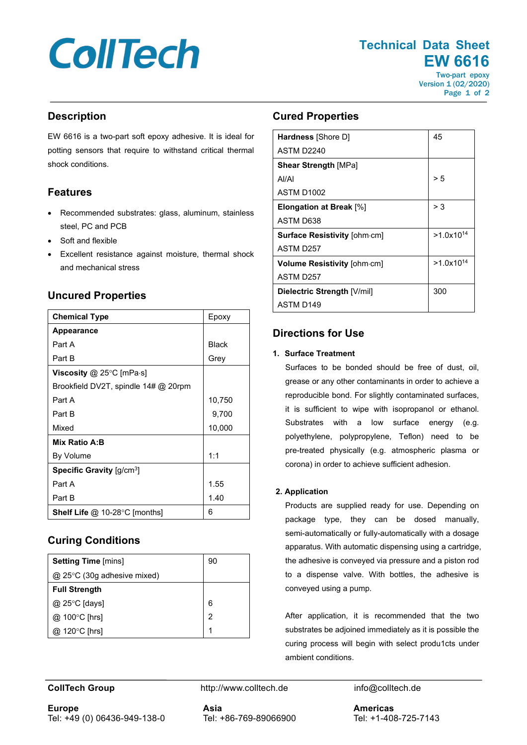# CollTech

## Technical Data Sheet
## EW 6616

Two-part epoxy
Version 1 (02/2020)

## Description

EW 6616 is a two-part soft epoxy adhesive. It is ideal for potting sensors that require to withstand critical thermal shock conditions.

## Features

- Recommended substrates: glass, aluminum, stainless steel, PC and PCB
- Soft and flexible
- Excellent resistance against moisture, thermal shock and mechanical stress

## Uncured Properties

| Property | Value |
|---|---|
| **Chemical Type** | Epoxy |
| **Appearance** | |
| Part A | Black |
| Part B | Grey |
| **Viscosity** @ 25°C [mPa·s] | |
| Brookfield DV2T, spindle 14# @ 20rpm | |
| Part A | 10,750 |
| Part B | 9,700 |
| Mixed | 10,000 |
| **Mix Ratio A:B** | |
| By Volume | 1:1 |
| **Specific Gravity** [g/cm³] | |
| Part A | 1.55 |
| Part B | 1.40 |
| **Shelf Life** @ 10-28°C [months] | 6 |

## Curing Conditions

| Property | Value |
|---|---|
| **Setting Time** [mins] | 90 |
| @ 25°C (30g adhesive mixed) | |
| **Full Strength** | |
| @ 25°C [days] | 6 |
| @ 100°C [hrs] | 2 |
| @ 120°C [hrs] | 1 |

## Cured Properties

| Property | Value |
|---|---|
| **Hardness** [Shore D] ASTM D2240 | 45 |
| **Shear Strength** [MPa] Al/Al ASTM D1002 | > 5 |
| **Elongation at Break** [%] ASTM D638 | > 3 |
| **Surface Resistivity** [ohm·cm] ASTM D257 | >1.0x10$^{14}$ |
| **Volume Resistivity** [ohm·cm] ASTM D257 | >1.0x10$^{14}$ |
| **Dielectric Strength** [V/mil] ASTM D149 | 300 |

## Directions for Use

### 1. Surface Treatment

Surfaces to be bonded should be free of dust, oil, grease or any other contaminants in order to achieve a reproducible bond. For slightly contaminated surfaces, it is sufficient to wipe with isopropanol or ethanol. Substrates with a low surface energy (e.g. polyethylene, polypropylene, Teflon) need to be pre-treated physically (e.g. atmospheric plasma or corona) in order to achieve sufficient adhesion.

### 2. Application

Products are supplied ready for use. Depending on package type, they can be dosed manually, semi-automatically or fully-automatically with a dosage apparatus. With automatic dispensing using a cartridge, the adhesive is conveyed via pressure and a piston rod to a dispense valve. With bottles, the adhesive is conveyed using a pump.

After application, it is recommended that the two substrates be adjoined immediately as it is possible the curing process will begin with select produ1cts under ambient conditions.

---

**CollTech Group** http://www.colltech.de info@colltech.de

**Europe**
Tel: +49 (0) 06436-949-138-0

**Asia**
Tel: +86-769-89066900

**Americas**
Tel: +1-408-725-7143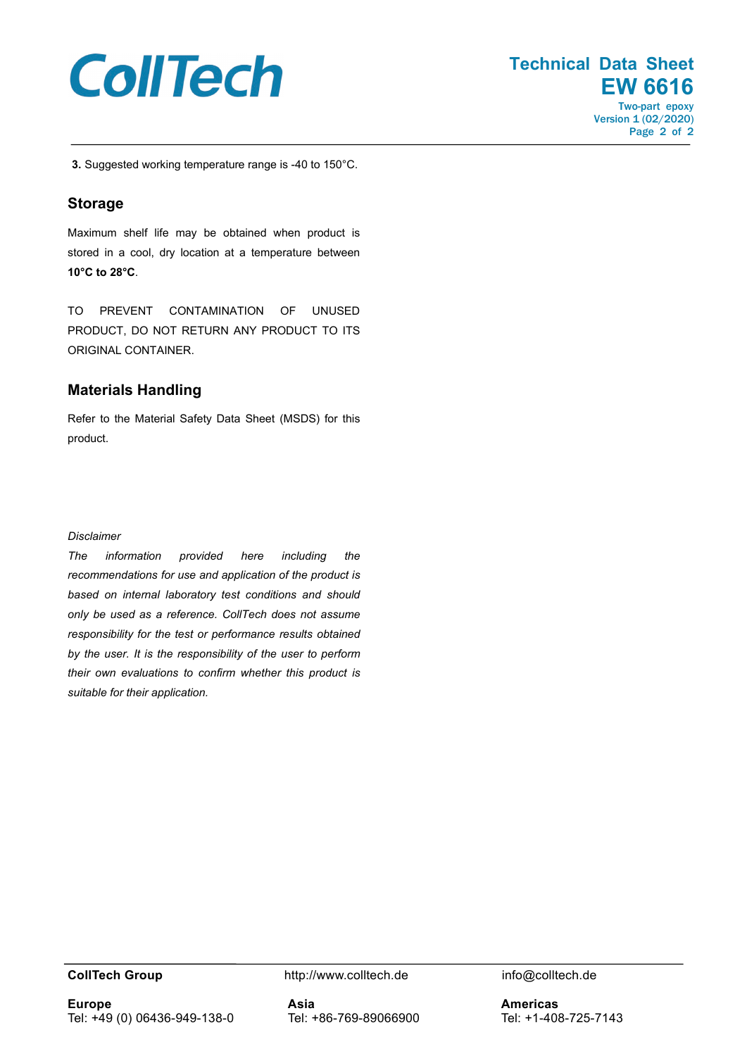**3.** Suggested working temperature range is -40 to 150°C.

## Storage

Maximum shelf life may be obtained when product is stored in a cool, dry location at a temperature between **10°C to 28°C**.

TO PREVENT CONTAMINATION OF UNUSED PRODUCT, DO NOT RETURN ANY PRODUCT TO ITS ORIGINAL CONTAINER.

## Materials Handling

Refer to the Material Safety Data Sheet (MSDS) for this product.

*Disclaimer*

*The information provided here including the recommendations for use and application of the product is based on internal laboratory test conditions and should only be used as a reference. CollTech does not assume responsibility for the test or performance results obtained by the user. It is the responsibility of the user to perform their own evaluations to confirm whether this product is suitable for their application.*

**CollTech Group** http://www.colltech.de info@colltech.de

**Europe**
Tel: +49 (0) 06436-949-138-0

**Asia**
Tel: +86-769-89066900

**Americas**
Tel: +1-408-725-7143